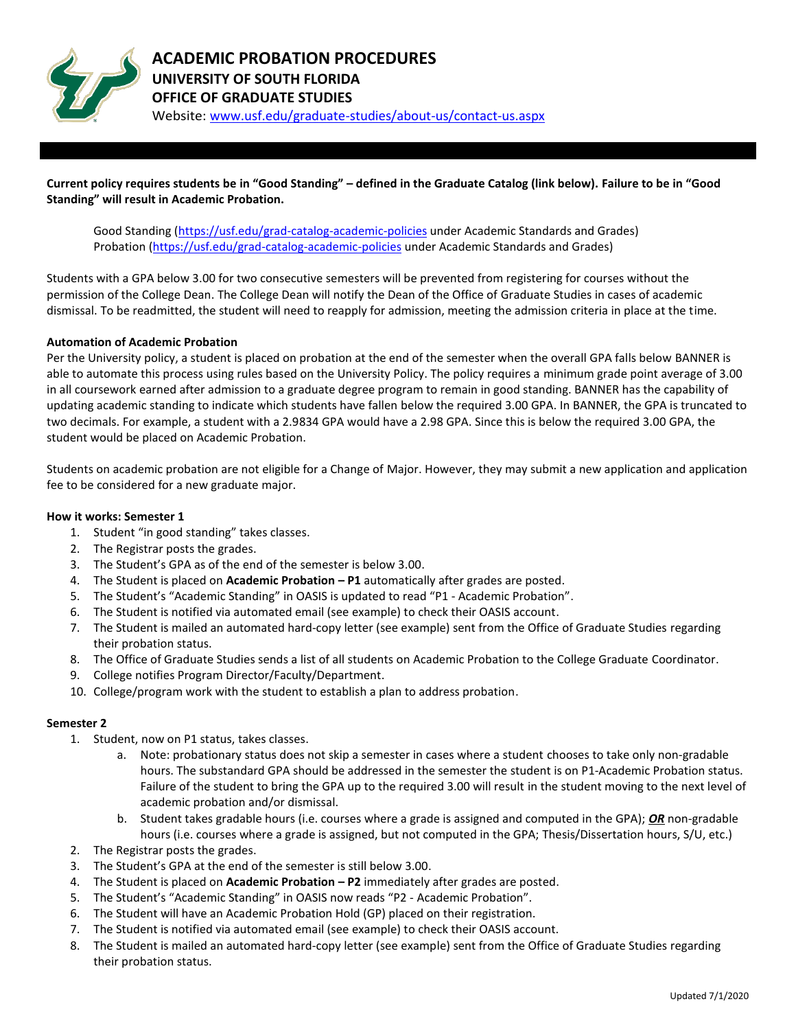# ACADEMIC PROBATION PROCEDURES
## UNIVERSITY OF SOUTH FLORIDA
## OFFICE OF GRADUATE STUDIES

Website: [www.usf.edu/graduate-studies/about-us/contact-us.aspx](www.usf.edu/graduate-studies/about-us/contact-us.aspx)

**Current policy requires students be in "Good Standing" – defined in the Graduate Catalog (link below). Failure to be in "Good Standing" will result in Academic Probation.**

Good Standing ([https://usf.edu/grad-catalog-academic-policies](https://usf.edu/grad-catalog-academic-policies) under Academic Standards and Grades)
Probation ([https://usf.edu/grad-catalog-academic-policies](https://usf.edu/grad-catalog-academic-policies) under Academic Standards and Grades)

Students with a GPA below 3.00 for two consecutive semesters will be prevented from registering for courses without the permission of the College Dean. The College Dean will notify the Dean of the Office of Graduate Studies in cases of academic dismissal. To be readmitted, the student will need to reapply for admission, meeting the admission criteria in place at the time.

**Automation of Academic Probation**

Per the University policy, a student is placed on probation at the end of the semester when the overall GPA falls below BANNER is able to automate this process using rules based on the University Policy. The policy requires a minimum grade point average of 3.00 in all coursework earned after admission to a graduate degree program to remain in good standing. BANNER has the capability of updating academic standing to indicate which students have fallen below the required 3.00 GPA. In BANNER, the GPA is truncated to two decimals. For example, a student with a 2.9834 GPA would have a 2.98 GPA. Since this is below the required 3.00 GPA, the student would be placed on Academic Probation.

Students on academic probation are not eligible for a Change of Major. However, they may submit a new application and application fee to be considered for a new graduate major.

**How it works: Semester 1**

1. Student "in good standing" takes classes.
2. The Registrar posts the grades.
3. The Student's GPA as of the end of the semester is below 3.00.
4. The Student is placed on **Academic Probation – P1** automatically after grades are posted.
5. The Student's "Academic Standing" in OASIS is updated to read "P1 - Academic Probation".
6. The Student is notified via automated email (see example) to check their OASIS account.
7. The Student is mailed an automated hard-copy letter (see example) sent from the Office of Graduate Studies regarding their probation status.
8. The Office of Graduate Studies sends a list of all students on Academic Probation to the College Graduate Coordinator.
9. College notifies Program Director/Faculty/Department.
10. College/program work with the student to establish a plan to address probation.

**Semester 2**

1. Student, now on P1 status, takes classes.
   a. Note: probationary status does not skip a semester in cases where a student chooses to take only non-gradable hours. The substandard GPA should be addressed in the semester the student is on P1-Academic Probation status. Failure of the student to bring the GPA up to the required 3.00 will result in the student moving to the next level of academic probation and/or dismissal.
   b. Student takes gradable hours (i.e. courses where a grade is assigned and computed in the GPA); ***OR*** non-gradable hours (i.e. courses where a grade is assigned, but not computed in the GPA; Thesis/Dissertation hours, S/U, etc.)
2. The Registrar posts the grades.
3. The Student's GPA at the end of the semester is still below 3.00.
4. The Student is placed on **Academic Probation – P2** immediately after grades are posted.
5. The Student's "Academic Standing" in OASIS now reads "P2 - Academic Probation".
6. The Student will have an Academic Probation Hold (GP) placed on their registration.
7. The Student is notified via automated email (see example) to check their OASIS account.
8. The Student is mailed an automated hard-copy letter (see example) sent from the Office of Graduate Studies regarding their probation status.

Updated 7/1/2020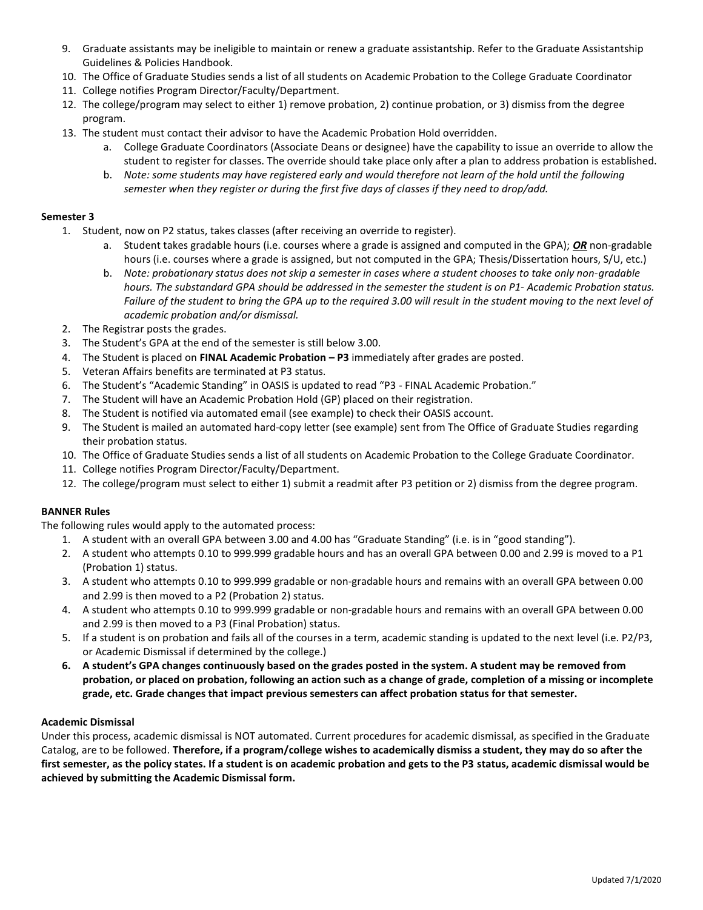9. Graduate assistants may be ineligible to maintain or renew a graduate assistantship. Refer to the Graduate Assistantship Guidelines & Policies Handbook.
10. The Office of Graduate Studies sends a list of all students on Academic Probation to the College Graduate Coordinator
11. College notifies Program Director/Faculty/Department.
12. The college/program may select to either 1) remove probation, 2) continue probation, or 3) dismiss from the degree program.
13. The student must contact their advisor to have the Academic Probation Hold overridden.
    a. College Graduate Coordinators (Associate Deans or designee) have the capability to issue an override to allow the student to register for classes. The override should take place only after a plan to address probation is established.
    b. *Note: some students may have registered early and would therefore not learn of the hold until the following semester when they register or during the first five days of classes if they need to drop/add.*

**Semester 3**

1. Student, now on P2 status, takes classes (after receiving an override to register).
    a. Student takes gradable hours (i.e. courses where a grade is assigned and computed in the GPA); ***OR*** non-gradable hours (i.e. courses where a grade is assigned, but not computed in the GPA; Thesis/Dissertation hours, S/U, etc.)
    b. *Note: probationary status does not skip a semester in cases where a student chooses to take only non-gradable hours. The substandard GPA should be addressed in the semester the student is on P1- Academic Probation status. Failure of the student to bring the GPA up to the required 3.00 will result in the student moving to the next level of academic probation and/or dismissal.*
2. The Registrar posts the grades.
3. The Student's GPA at the end of the semester is still below 3.00.
4. The Student is placed on **FINAL Academic Probation – P3** immediately after grades are posted.
5. Veteran Affairs benefits are terminated at P3 status.
6. The Student's "Academic Standing" in OASIS is updated to read "P3 - FINAL Academic Probation."
7. The Student will have an Academic Probation Hold (GP) placed on their registration.
8. The Student is notified via automated email (see example) to check their OASIS account.
9. The Student is mailed an automated hard-copy letter (see example) sent from The Office of Graduate Studies regarding their probation status.
10. The Office of Graduate Studies sends a list of all students on Academic Probation to the College Graduate Coordinator.
11. College notifies Program Director/Faculty/Department.
12. The college/program must select to either 1) submit a readmit after P3 petition or 2) dismiss from the degree program.

**BANNER Rules**

The following rules would apply to the automated process:

1. A student with an overall GPA between 3.00 and 4.00 has "Graduate Standing" (i.e. is in "good standing").
2. A student who attempts 0.10 to 999.999 gradable hours and has an overall GPA between 0.00 and 2.99 is moved to a P1 (Probation 1) status.
3. A student who attempts 0.10 to 999.999 gradable or non-gradable hours and remains with an overall GPA between 0.00 and 2.99 is then moved to a P2 (Probation 2) status.
4. A student who attempts 0.10 to 999.999 gradable or non-gradable hours and remains with an overall GPA between 0.00 and 2.99 is then moved to a P3 (Final Probation) status.
5. If a student is on probation and fails all of the courses in a term, academic standing is updated to the next level (i.e. P2/P3, or Academic Dismissal if determined by the college.)
6. **A student's GPA changes continuously based on the grades posted in the system. A student may be removed from probation, or placed on probation, following an action such as a change of grade, completion of a missing or incomplete grade, etc. Grade changes that impact previous semesters can affect probation status for that semester.**

**Academic Dismissal**

Under this process, academic dismissal is NOT automated. Current procedures for academic dismissal, as specified in the Graduate Catalog, are to be followed. **Therefore, if a program/college wishes to academically dismiss a student, they may do so after the first semester, as the policy states. If a student is on academic probation and gets to the P3 status, academic dismissal would be achieved by submitting the Academic Dismissal form.**

Updated 7/1/2020